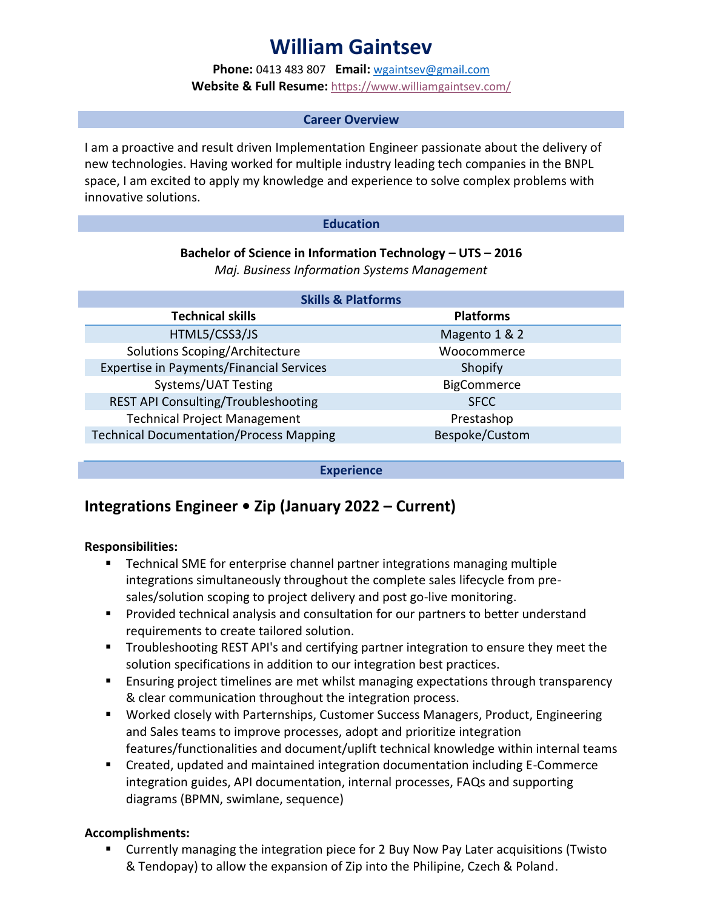# William Gaintsev

**Phone:** 0413 483 807 **Email:** wgaintsev@gmail.com
**Website & Full Resume:** https://www.williamgaintsev.com/

## Career Overview

I am a proactive and result driven Implementation Engineer passionate about the delivery of new technologies. Having worked for multiple industry leading tech companies in the BNPL space, I am excited to apply my knowledge and experience to solve complex problems with innovative solutions.

## Education

**Bachelor of Science in Information Technology – UTS – 2016**
*Maj. Business Information Systems Management*

## Skills & Platforms

| Technical skills | Platforms |
|---|---|
| HTML5/CSS3/JS | Magento 1 & 2 |
| Solutions Scoping/Architecture | Woocommerce |
| Expertise in Payments/Financial Services | Shopify |
| Systems/UAT Testing | BigCommerce |
| REST API Consulting/Troubleshooting | SFCC |
| Technical Project Management | Prestashop |
| Technical Documentation/Process Mapping | Bespoke/Custom |

## Experience

### Integrations Engineer • Zip (January 2022 – Current)

**Responsibilities:**

- Technical SME for enterprise channel partner integrations managing multiple integrations simultaneously throughout the complete sales lifecycle from pre-sales/solution scoping to project delivery and post go-live monitoring.
- Provided technical analysis and consultation for our partners to better understand requirements to create tailored solution.
- Troubleshooting REST API's and certifying partner integration to ensure they meet the solution specifications in addition to our integration best practices.
- Ensuring project timelines are met whilst managing expectations through transparency & clear communication throughout the integration process.
- Worked closely with Parternships, Customer Success Managers, Product, Engineering and Sales teams to improve processes, adopt and prioritize integration features/functionalities and document/uplift technical knowledge within internal teams
- Created, updated and maintained integration documentation including E-Commerce integration guides, API documentation, internal processes, FAQs and supporting diagrams (BPMN, swimlane, sequence)

**Accomplishments:**

- Currently managing the integration piece for 2 Buy Now Pay Later acquisitions (Twisto & Tendopay) to allow the expansion of Zip into the Philipine, Czech & Poland.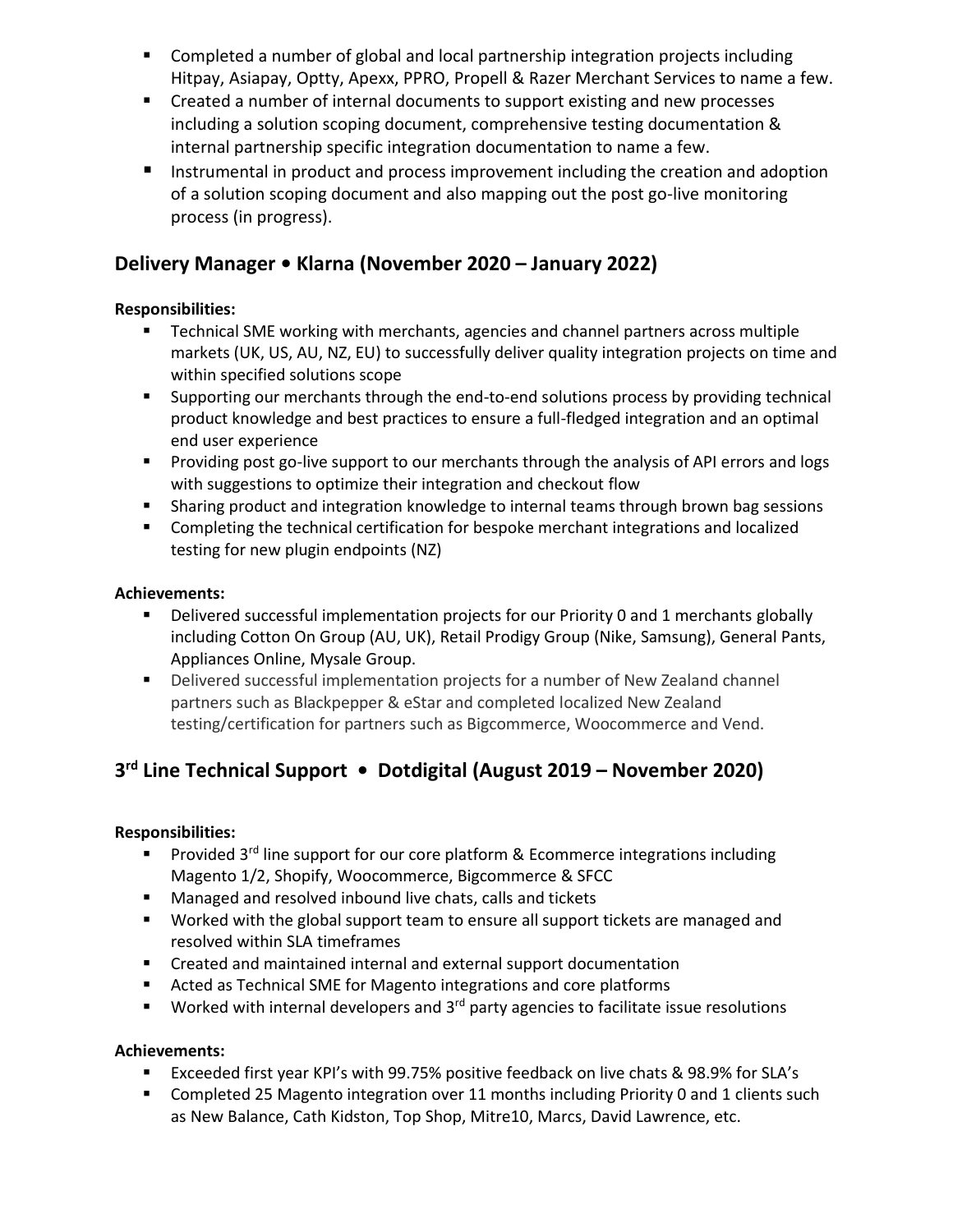- Completed a number of global and local partnership integration projects including Hitpay, Asiapay, Optty, Apexx, PPRO, Propell & Razer Merchant Services to name a few.
- Created a number of internal documents to support existing and new processes including a solution scoping document, comprehensive testing documentation & internal partnership specific integration documentation to name a few.
- Instrumental in product and process improvement including the creation and adoption of a solution scoping document and also mapping out the post go-live monitoring process (in progress).

## Delivery Manager • Klarna (November 2020 – January 2022)

**Responsibilities:**

- Technical SME working with merchants, agencies and channel partners across multiple markets (UK, US, AU, NZ, EU) to successfully deliver quality integration projects on time and within specified solutions scope
- Supporting our merchants through the end-to-end solutions process by providing technical product knowledge and best practices to ensure a full-fledged integration and an optimal end user experience
- Providing post go-live support to our merchants through the analysis of API errors and logs with suggestions to optimize their integration and checkout flow
- Sharing product and integration knowledge to internal teams through brown bag sessions
- Completing the technical certification for bespoke merchant integrations and localized testing for new plugin endpoints (NZ)

**Achievements:**

- Delivered successful implementation projects for our Priority 0 and 1 merchants globally including Cotton On Group (AU, UK), Retail Prodigy Group (Nike, Samsung), General Pants, Appliances Online, Mysale Group.
- Delivered successful implementation projects for a number of New Zealand channel partners such as Blackpepper & eStar and completed localized New Zealand testing/certification for partners such as Bigcommerce, Woocommerce and Vend.

## 3rd Line Technical Support • Dotdigital (August 2019 – November 2020)

**Responsibilities:**

- Provided 3rd line support for our core platform & Ecommerce integrations including Magento 1/2, Shopify, Woocommerce, Bigcommerce & SFCC
- Managed and resolved inbound live chats, calls and tickets
- Worked with the global support team to ensure all support tickets are managed and resolved within SLA timeframes
- Created and maintained internal and external support documentation
- Acted as Technical SME for Magento integrations and core platforms
- Worked with internal developers and 3rd party agencies to facilitate issue resolutions

**Achievements:**

- Exceeded first year KPI's with 99.75% positive feedback on live chats & 98.9% for SLA's
- Completed 25 Magento integration over 11 months including Priority 0 and 1 clients such as New Balance, Cath Kidston, Top Shop, Mitre10, Marcs, David Lawrence, etc.